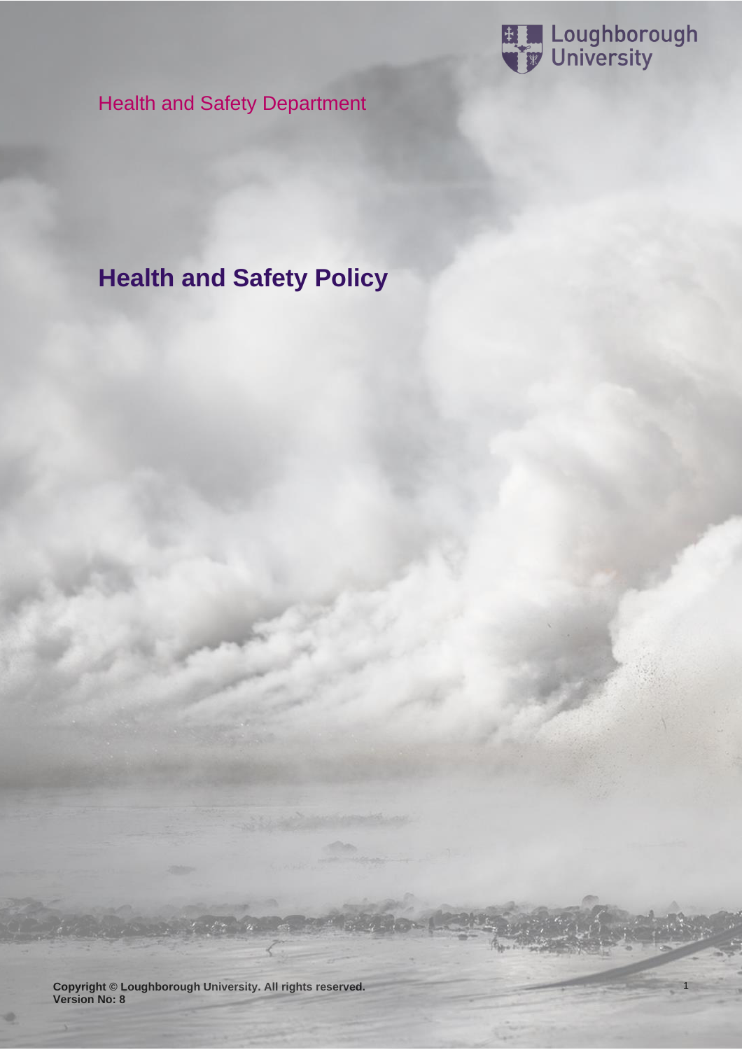Loughborough University

Health and Safety Department

# Health and Safety Policy

**Copyright © Loughborough University. All rights reserved.**
**Version No: 8**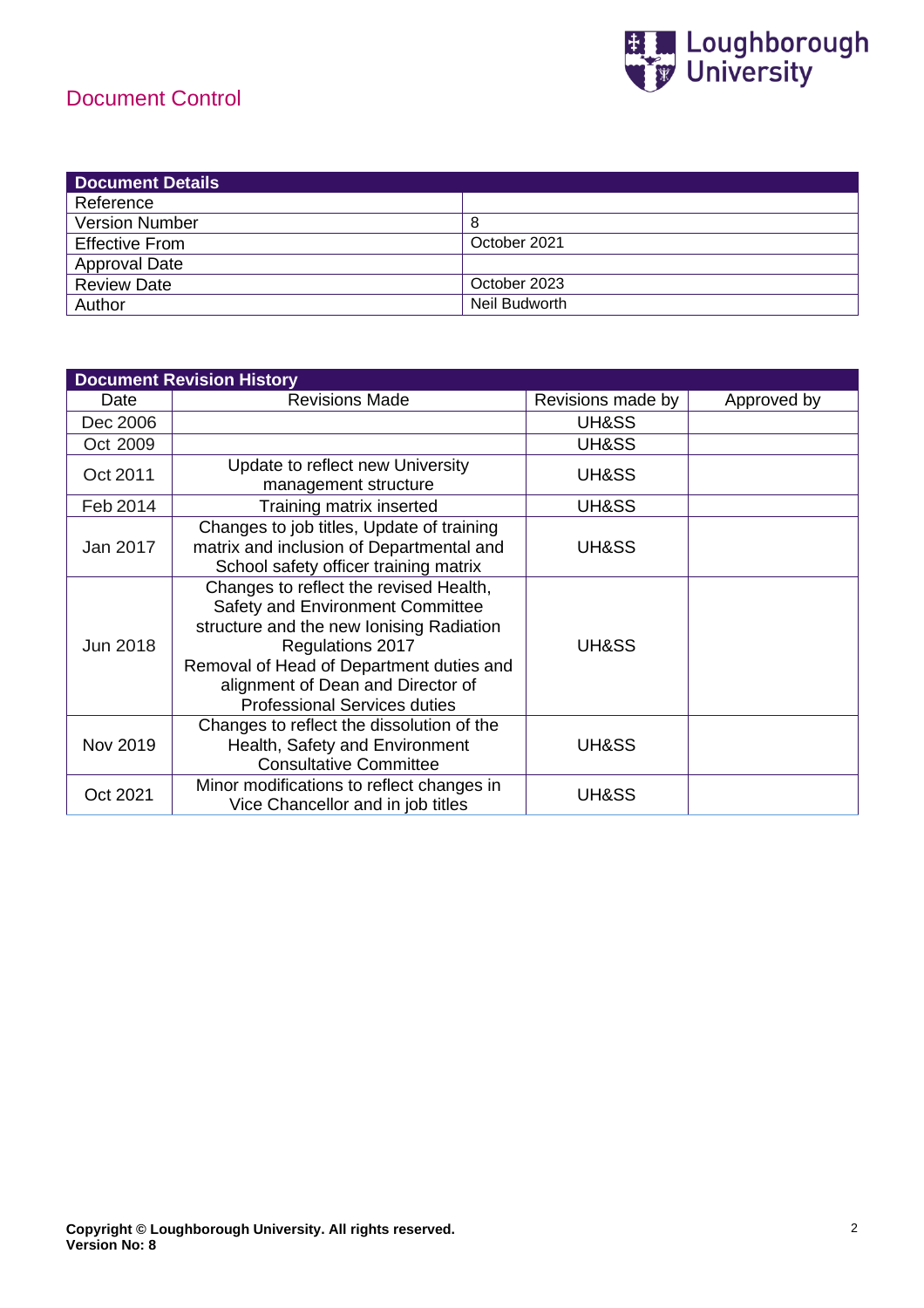# Document Control

| Document Details | |
|---|---|
| Reference | |
| Version Number | 8 |
| Effective From | October 2021 |
| Approval Date | |
| Review Date | October 2023 |
| Author | Neil Budworth |

| Document Revision History | | | |
|---|---|---|---|
| Date | Revisions Made | Revisions made by | Approved by |
| Dec 2006 | | UH&SS | |
| Oct 2009 | | UH&SS | |
| Oct 2011 | Update to reflect new University management structure | UH&SS | |
| Feb 2014 | Training matrix inserted | UH&SS | |
| Jan 2017 | Changes to job titles, Update of training matrix and inclusion of Departmental and School safety officer training matrix | UH&SS | |
| Jun 2018 | Changes to reflect the revised Health, Safety and Environment Committee structure and the new Ionising Radiation Regulations 2017<br>Removal of Head of Department duties and alignment of Dean and Director of Professional Services duties | UH&SS | |
| Nov 2019 | Changes to reflect the dissolution of the Health, Safety and Environment Consultative Committee | UH&SS | |
| Oct 2021 | Minor modifications to reflect changes in Vice Chancellor and in job titles | UH&SS | |

**Copyright © Loughborough University. All rights reserved.**
**Version No: 8**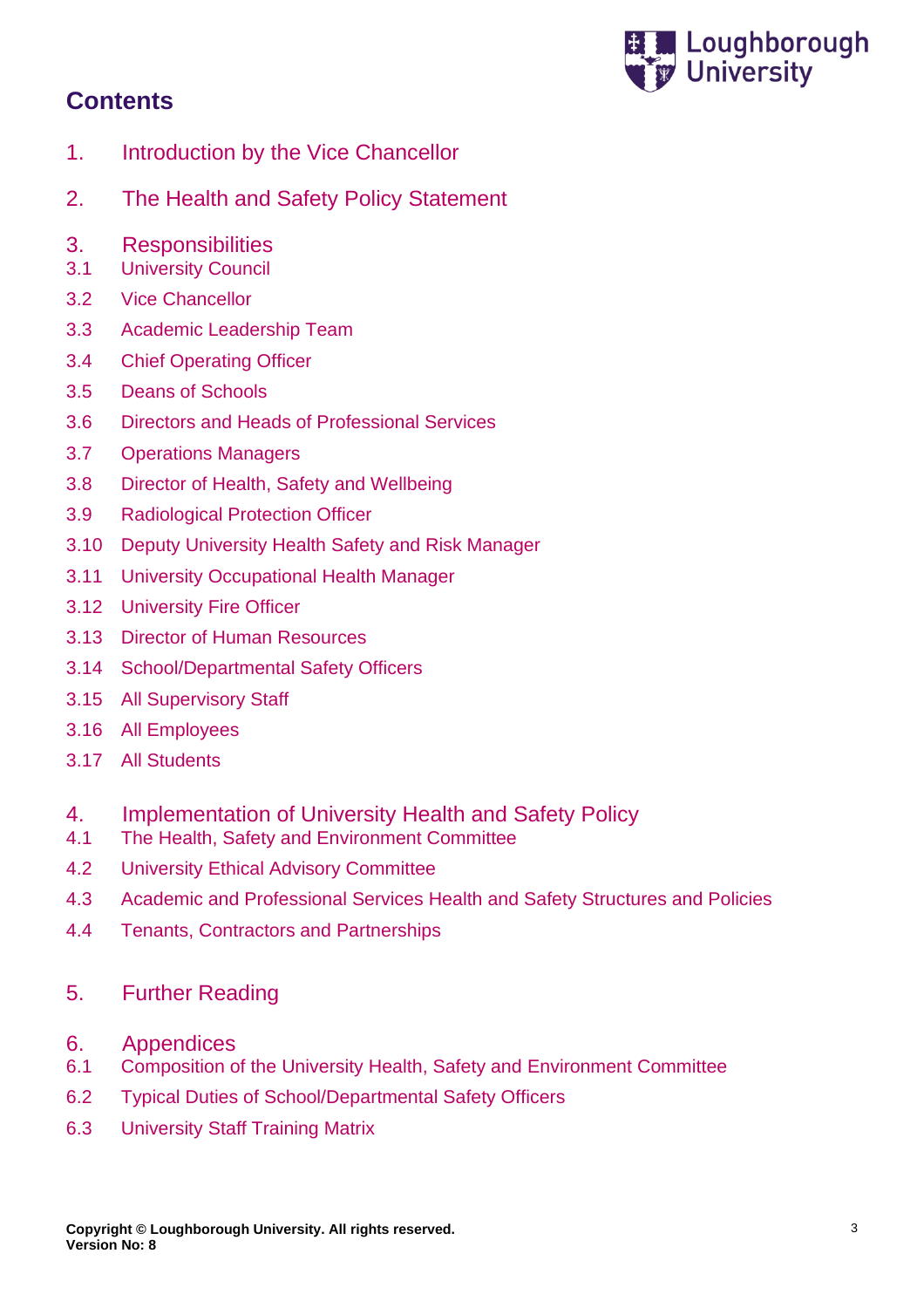## Contents

1. Introduction by the Vice Chancellor

2. The Health and Safety Policy Statement

3. Responsibilities
   - 3.1 University Council
   - 3.2 Vice Chancellor
   - 3.3 Academic Leadership Team
   - 3.4 Chief Operating Officer
   - 3.5 Deans of Schools
   - 3.6 Directors and Heads of Professional Services
   - 3.7 Operations Managers
   - 3.8 Director of Health, Safety and Wellbeing
   - 3.9 Radiological Protection Officer
   - 3.10 Deputy University Health Safety and Risk Manager
   - 3.11 University Occupational Health Manager
   - 3.12 University Fire Officer
   - 3.13 Director of Human Resources
   - 3.14 School/Departmental Safety Officers
   - 3.15 All Supervisory Staff
   - 3.16 All Employees
   - 3.17 All Students

4. Implementation of University Health and Safety Policy
   - 4.1 The Health, Safety and Environment Committee
   - 4.2 University Ethical Advisory Committee
   - 4.3 Academic and Professional Services Health and Safety Structures and Policies
   - 4.4 Tenants, Contractors and Partnerships

5. Further Reading

6. Appendices
   - 6.1 Composition of the University Health, Safety and Environment Committee
   - 6.2 Typical Duties of School/Departmental Safety Officers
   - 6.3 University Staff Training Matrix

**Copyright © Loughborough University. All rights reserved.**
**Version No: 8**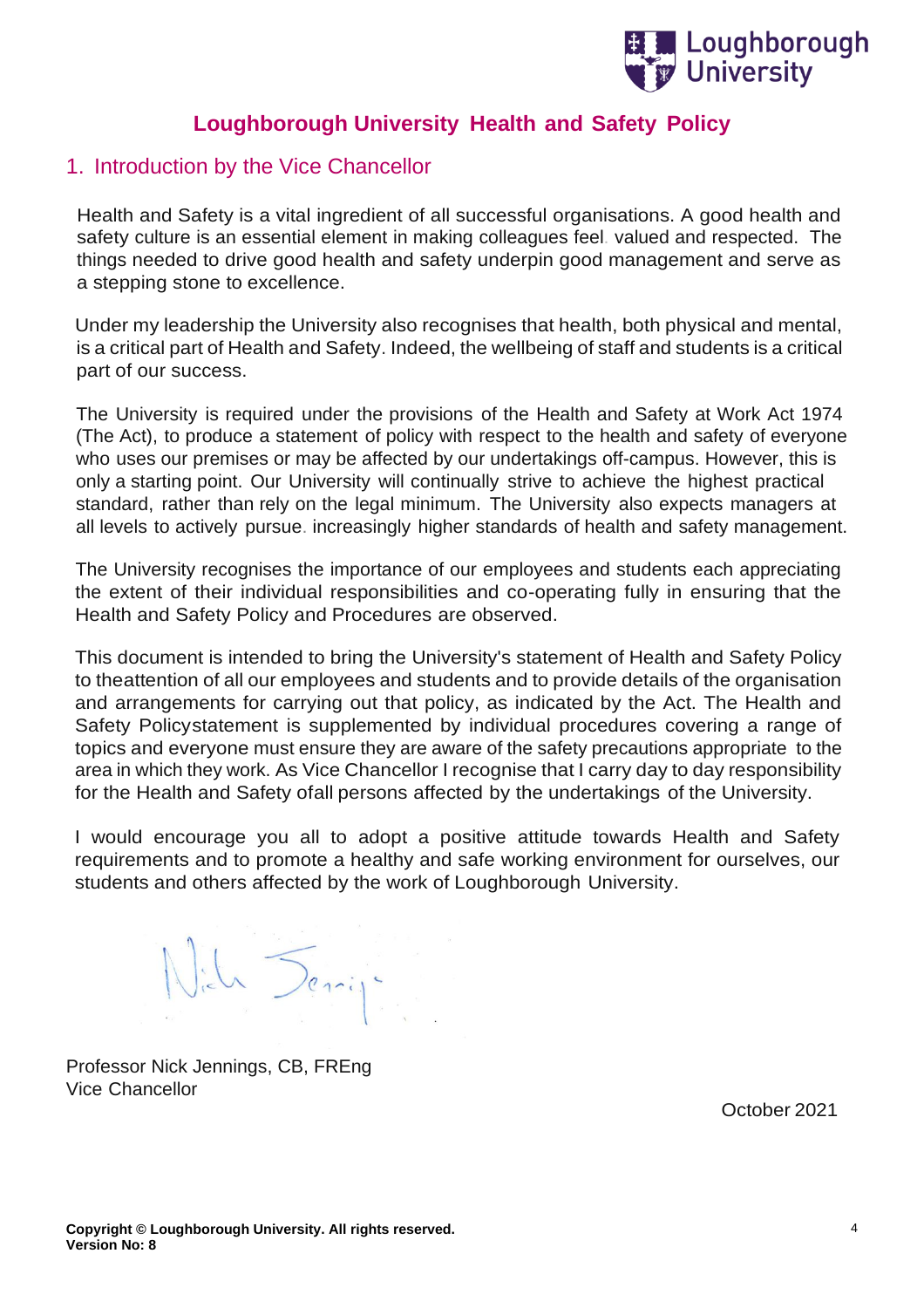# Loughborough University Health and Safety Policy

## 1. Introduction by the Vice Chancellor

Health and Safety is a vital ingredient of all successful organisations. A good health and safety culture is an essential element in making colleagues feel valued and respected. The things needed to drive good health and safety underpin good management and serve as a stepping stone to excellence.

Under my leadership the University also recognises that health, both physical and mental, is a critical part of Health and Safety. Indeed, the wellbeing of staff and students is a critical part of our success.

The University is required under the provisions of the Health and Safety at Work Act 1974 (The Act), to produce a statement of policy with respect to the health and safety of everyone who uses our premises or may be affected by our undertakings off-campus. However, this is only a starting point. Our University will continually strive to achieve the highest practical standard, rather than rely on the legal minimum. The University also expects managers at all levels to actively pursue increasingly higher standards of health and safety management.

The University recognises the importance of our employees and students each appreciating the extent of their individual responsibilities and co-operating fully in ensuring that the Health and Safety Policy and Procedures are observed.

This document is intended to bring the University's statement of Health and Safety Policy to theattention of all our employees and students and to provide details of the organisation and arrangements for carrying out that policy, as indicated by the Act. The Health and Safety Policystatement is supplemented by individual procedures covering a range of topics and everyone must ensure they are aware of the safety precautions appropriate to the area in which they work. As Vice Chancellor I recognise that I carry day to day responsibility for the Health and Safety ofall persons affected by the undertakings of the University.

I would encourage you all to adopt a positive attitude towards Health and Safety requirements and to promote a healthy and safe working environment for ourselves, our students and others affected by the work of Loughborough University.

Professor Nick Jennings, CB, FREng
Vice Chancellor

October 2021

**Copyright © Loughborough University. All rights reserved.**
**Version No: 8**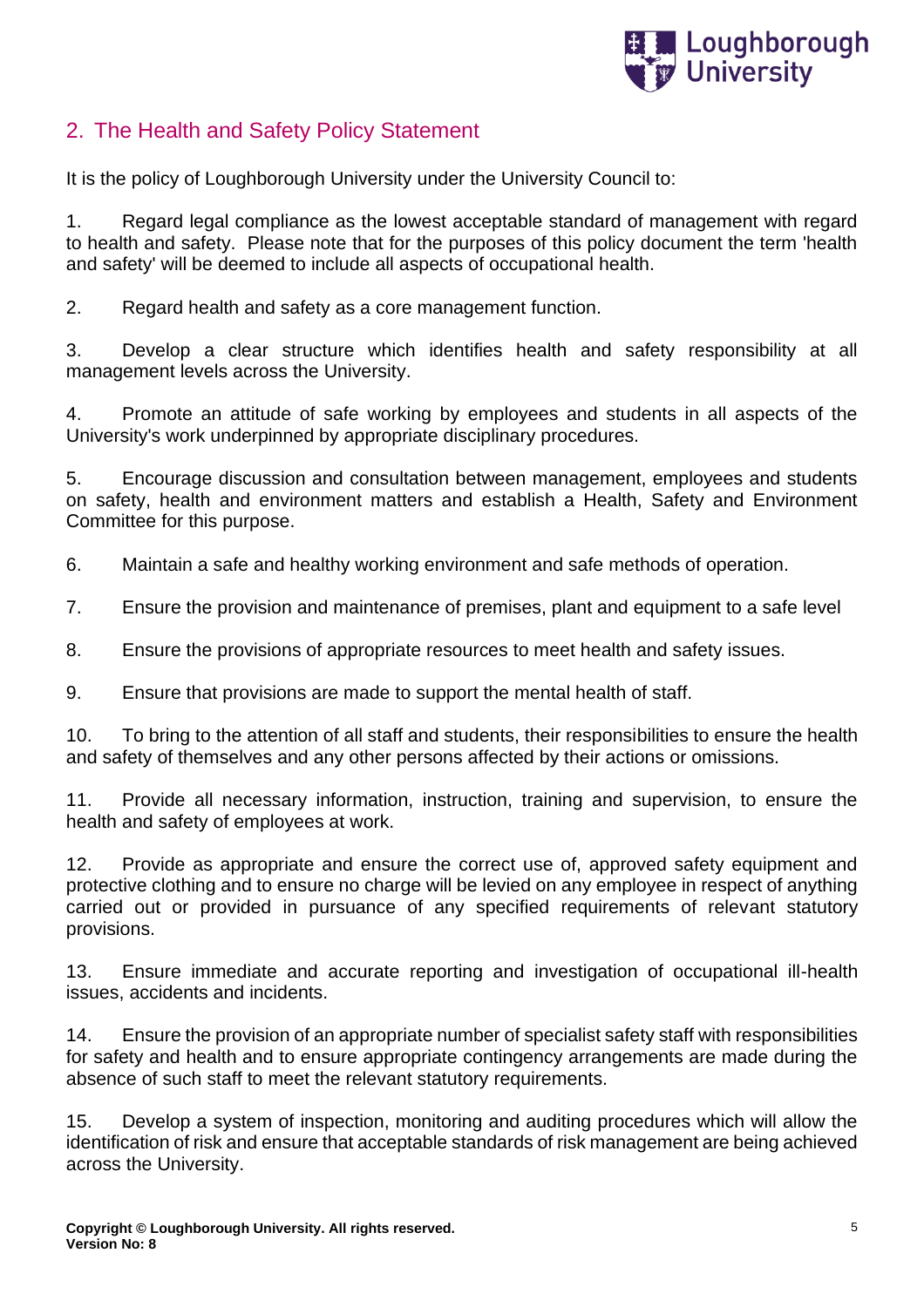## 2. The Health and Safety Policy Statement

It is the policy of Loughborough University under the University Council to:

1. Regard legal compliance as the lowest acceptable standard of management with regard to health and safety. Please note that for the purposes of this policy document the term 'health and safety' will be deemed to include all aspects of occupational health.

2. Regard health and safety as a core management function.

3. Develop a clear structure which identifies health and safety responsibility at all management levels across the University.

4. Promote an attitude of safe working by employees and students in all aspects of the University's work underpinned by appropriate disciplinary procedures.

5. Encourage discussion and consultation between management, employees and students on safety, health and environment matters and establish a Health, Safety and Environment Committee for this purpose.

6. Maintain a safe and healthy working environment and safe methods of operation.

7. Ensure the provision and maintenance of premises, plant and equipment to a safe level

8. Ensure the provisions of appropriate resources to meet health and safety issues.

9. Ensure that provisions are made to support the mental health of staff.

10. To bring to the attention of all staff and students, their responsibilities to ensure the health and safety of themselves and any other persons affected by their actions or omissions.

11. Provide all necessary information, instruction, training and supervision, to ensure the health and safety of employees at work.

12. Provide as appropriate and ensure the correct use of, approved safety equipment and protective clothing and to ensure no charge will be levied on any employee in respect of anything carried out or provided in pursuance of any specified requirements of relevant statutory provisions.

13. Ensure immediate and accurate reporting and investigation of occupational ill-health issues, accidents and incidents.

14. Ensure the provision of an appropriate number of specialist safety staff with responsibilities for safety and health and to ensure appropriate contingency arrangements are made during the absence of such staff to meet the relevant statutory requirements.

15. Develop a system of inspection, monitoring and auditing procedures which will allow the identification of risk and ensure that acceptable standards of risk management are being achieved across the University.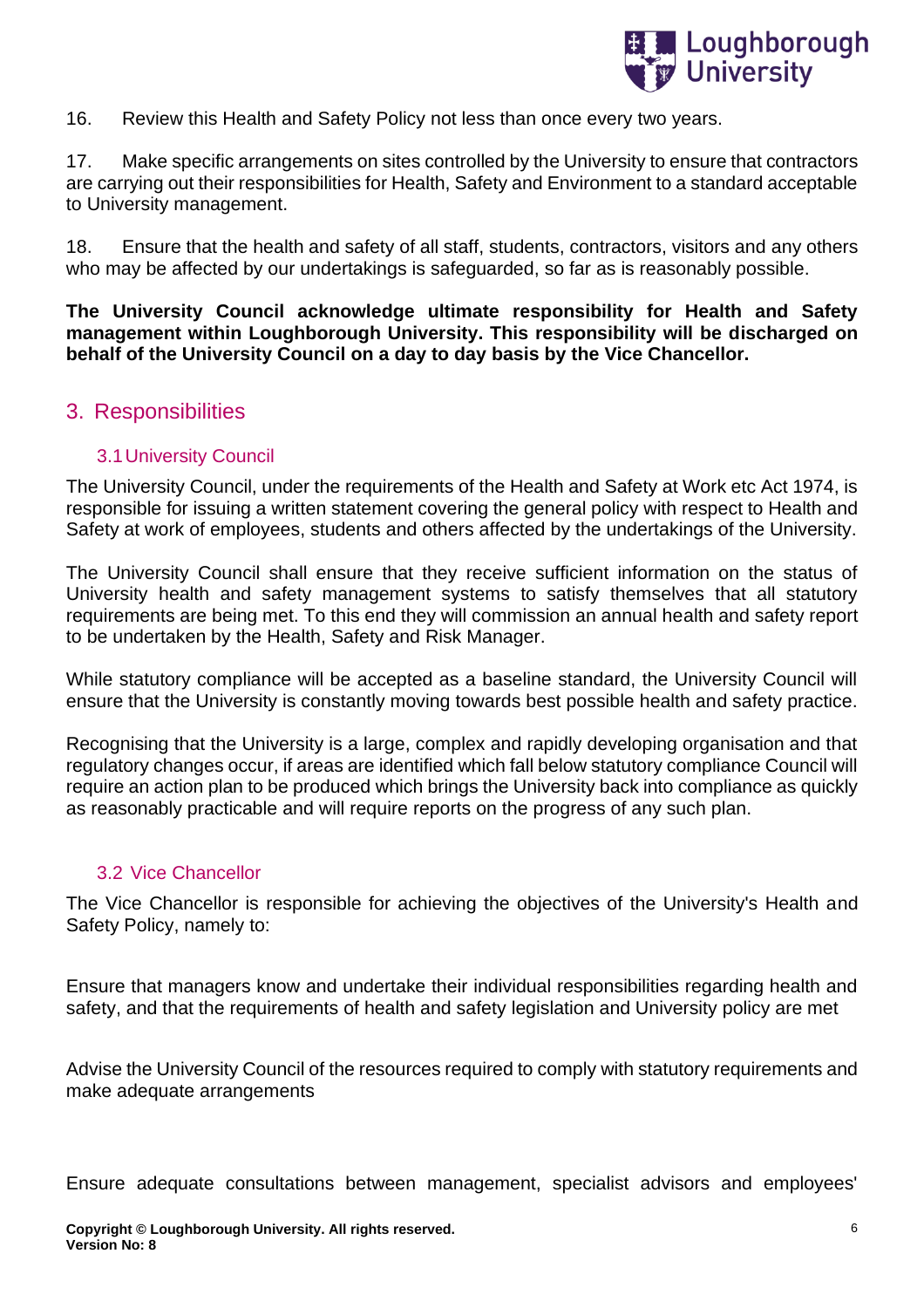16. Review this Health and Safety Policy not less than once every two years.

17. Make specific arrangements on sites controlled by the University to ensure that contractors are carrying out their responsibilities for Health, Safety and Environment to a standard acceptable to University management.

18. Ensure that the health and safety of all staff, students, contractors, visitors and any others who may be affected by our undertakings is safeguarded, so far as is reasonably possible.

**The University Council acknowledge ultimate responsibility for Health and Safety management within Loughborough University. This responsibility will be discharged on behalf of the University Council on a day to day basis by the Vice Chancellor.**

## 3. Responsibilities

### 3.1 University Council

The University Council, under the requirements of the Health and Safety at Work etc Act 1974, is responsible for issuing a written statement covering the general policy with respect to Health and Safety at work of employees, students and others affected by the undertakings of the University.

The University Council shall ensure that they receive sufficient information on the status of University health and safety management systems to satisfy themselves that all statutory requirements are being met. To this end they will commission an annual health and safety report to be undertaken by the Health, Safety and Risk Manager.

While statutory compliance will be accepted as a baseline standard, the University Council will ensure that the University is constantly moving towards best possible health and safety practice.

Recognising that the University is a large, complex and rapidly developing organisation and that regulatory changes occur, if areas are identified which fall below statutory compliance Council will require an action plan to be produced which brings the University back into compliance as quickly as reasonably practicable and will require reports on the progress of any such plan.

### 3.2 Vice Chancellor

The Vice Chancellor is responsible for achieving the objectives of the University's Health and Safety Policy, namely to:

Ensure that managers know and undertake their individual responsibilities regarding health and safety, and that the requirements of health and safety legislation and University policy are met

Advise the University Council of the resources required to comply with statutory requirements and make adequate arrangements

Ensure adequate consultations between management, specialist advisors and employees'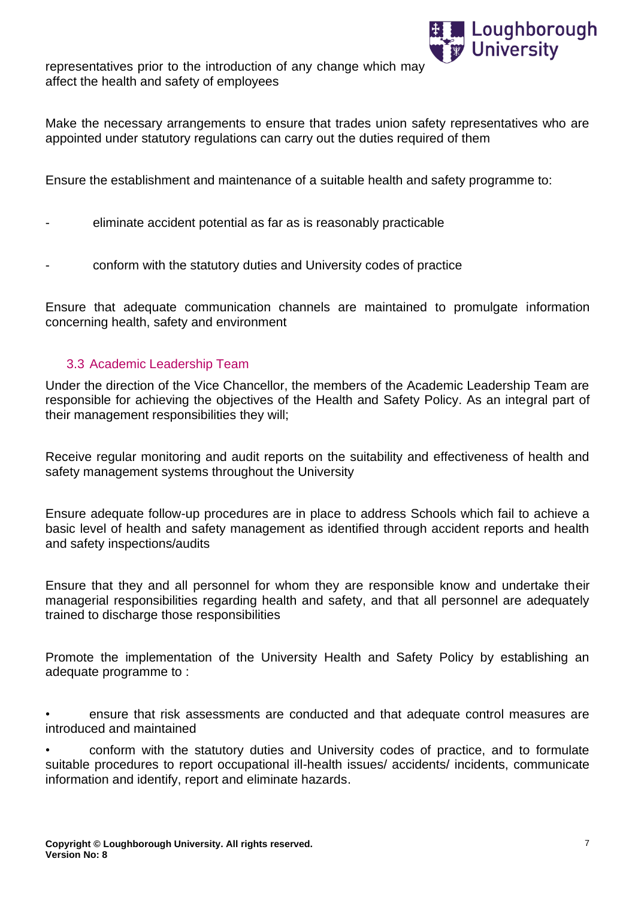representatives prior to the introduction of any change which may affect the health and safety of employees

Make the necessary arrangements to ensure that trades union safety representatives who are appointed under statutory regulations can carry out the duties required of them

Ensure the establishment and maintenance of a suitable health and safety programme to:

- eliminate accident potential as far as is reasonably practicable
- conform with the statutory duties and University codes of practice

Ensure that adequate communication channels are maintained to promulgate information concerning health, safety and environment

### 3.3 Academic Leadership Team

Under the direction of the Vice Chancellor, the members of the Academic Leadership Team are responsible for achieving the objectives of the Health and Safety Policy. As an integral part of their management responsibilities they will;

Receive regular monitoring and audit reports on the suitability and effectiveness of health and safety management systems throughout the University

Ensure adequate follow-up procedures are in place to address Schools which fail to achieve a basic level of health and safety management as identified through accident reports and health and safety inspections/audits

Ensure that they and all personnel for whom they are responsible know and undertake their managerial responsibilities regarding health and safety, and that all personnel are adequately trained to discharge those responsibilities

Promote the implementation of the University Health and Safety Policy by establishing an adequate programme to :

- ensure that risk assessments are conducted and that adequate control measures are introduced and maintained
- conform with the statutory duties and University codes of practice, and to formulate suitable procedures to report occupational ill-health issues/ accidents/ incidents, communicate information and identify, report and eliminate hazards.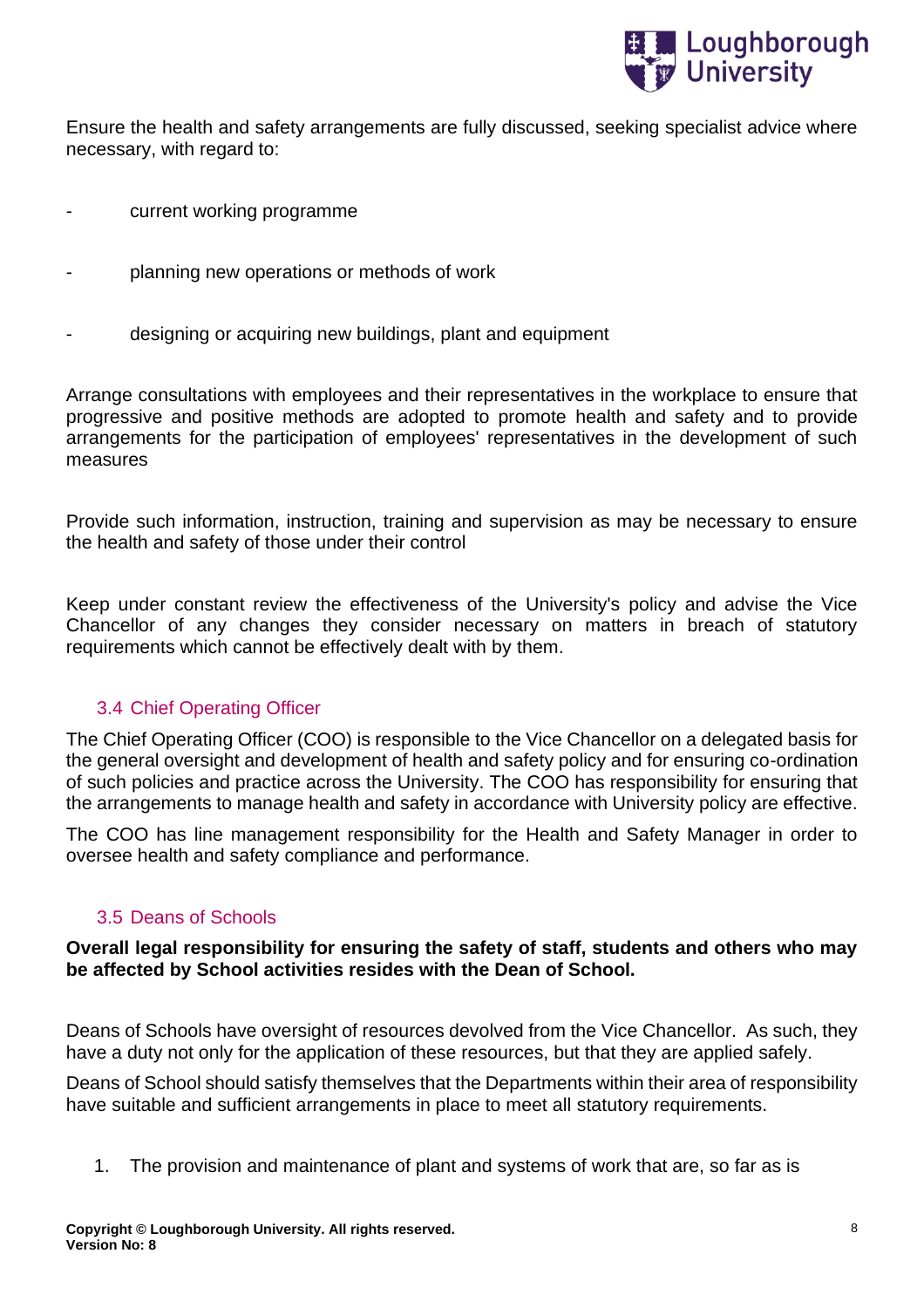Ensure the health and safety arrangements are fully discussed, seeking specialist advice where necessary, with regard to:

- current working programme
- planning new operations or methods of work
- designing or acquiring new buildings, plant and equipment

Arrange consultations with employees and their representatives in the workplace to ensure that progressive and positive methods are adopted to promote health and safety and to provide arrangements for the participation of employees' representatives in the development of such measures

Provide such information, instruction, training and supervision as may be necessary to ensure the health and safety of those under their control

Keep under constant review the effectiveness of the University's policy and advise the Vice Chancellor of any changes they consider necessary on matters in breach of statutory requirements which cannot be effectively dealt with by them.

### 3.4 Chief Operating Officer

The Chief Operating Officer (COO) is responsible to the Vice Chancellor on a delegated basis for the general oversight and development of health and safety policy and for ensuring co-ordination of such policies and practice across the University. The COO has responsibility for ensuring that the arrangements to manage health and safety in accordance with University policy are effective.

The COO has line management responsibility for the Health and Safety Manager in order to oversee health and safety compliance and performance.

### 3.5 Deans of Schools

**Overall legal responsibility for ensuring the safety of staff, students and others who may be affected by School activities resides with the Dean of School.**

Deans of Schools have oversight of resources devolved from the Vice Chancellor. As such, they have a duty not only for the application of these resources, but that they are applied safely.

Deans of School should satisfy themselves that the Departments within their area of responsibility have suitable and sufficient arrangements in place to meet all statutory requirements.

1. The provision and maintenance of plant and systems of work that are, so far as is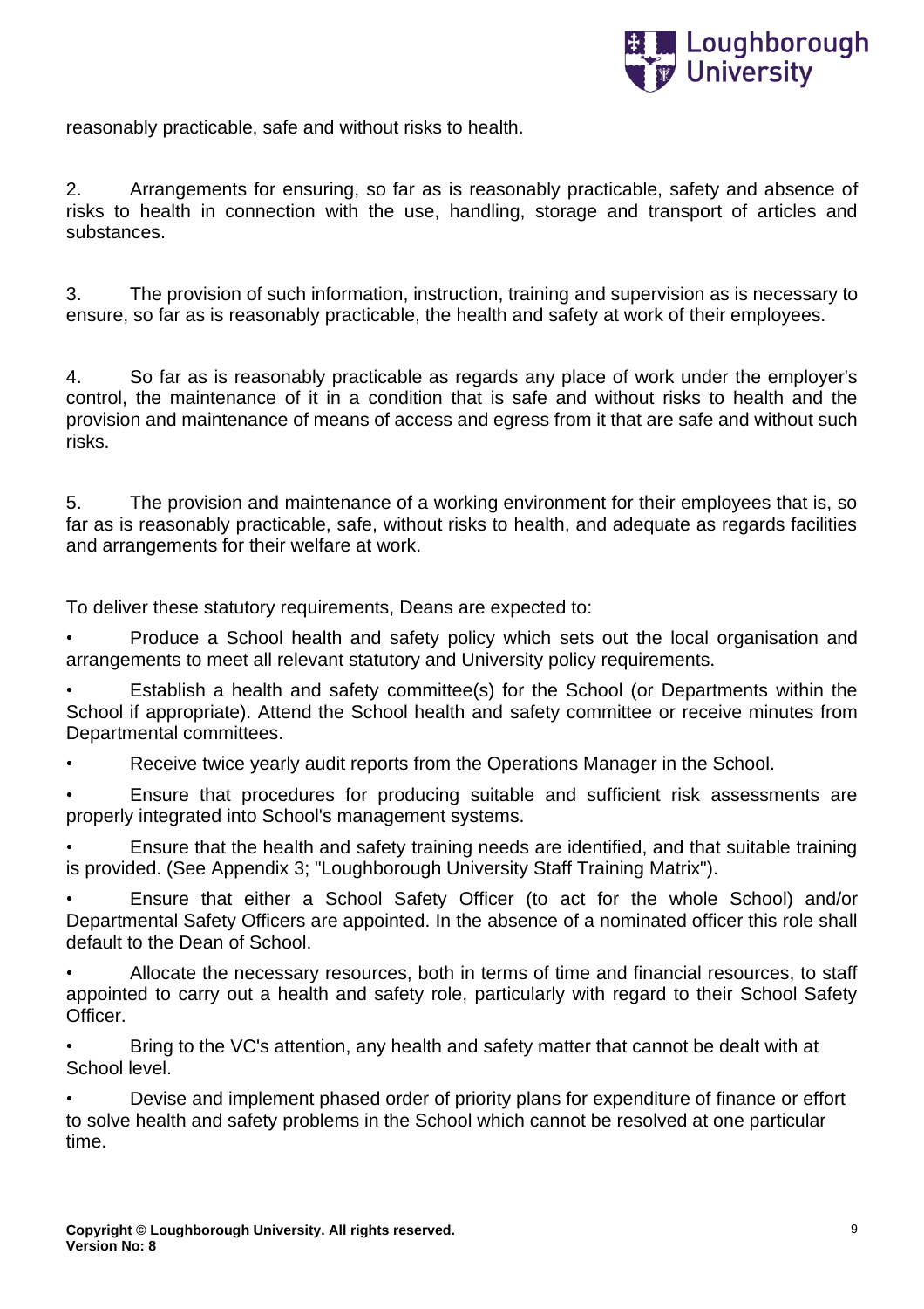reasonably practicable, safe and without risks to health.

2. Arrangements for ensuring, so far as is reasonably practicable, safety and absence of risks to health in connection with the use, handling, storage and transport of articles and substances.

3. The provision of such information, instruction, training and supervision as is necessary to ensure, so far as is reasonably practicable, the health and safety at work of their employees.

4. So far as is reasonably practicable as regards any place of work under the employer's control, the maintenance of it in a condition that is safe and without risks to health and the provision and maintenance of means of access and egress from it that are safe and without such risks.

5. The provision and maintenance of a working environment for their employees that is, so far as is reasonably practicable, safe, without risks to health, and adequate as regards facilities and arrangements for their welfare at work.

To deliver these statutory requirements, Deans are expected to:

- Produce a School health and safety policy which sets out the local organisation and arrangements to meet all relevant statutory and University policy requirements.
- Establish a health and safety committee(s) for the School (or Departments within the School if appropriate). Attend the School health and safety committee or receive minutes from Departmental committees.
- Receive twice yearly audit reports from the Operations Manager in the School.
- Ensure that procedures for producing suitable and sufficient risk assessments are properly integrated into School's management systems.
- Ensure that the health and safety training needs are identified, and that suitable training is provided. (See Appendix 3; "Loughborough University Staff Training Matrix").
- Ensure that either a School Safety Officer (to act for the whole School) and/or Departmental Safety Officers are appointed. In the absence of a nominated officer this role shall default to the Dean of School.
- Allocate the necessary resources, both in terms of time and financial resources, to staff appointed to carry out a health and safety role, particularly with regard to their School Safety Officer.
- Bring to the VC's attention, any health and safety matter that cannot be dealt with at School level.
- Devise and implement phased order of priority plans for expenditure of finance or effort to solve health and safety problems in the School which cannot be resolved at one particular time.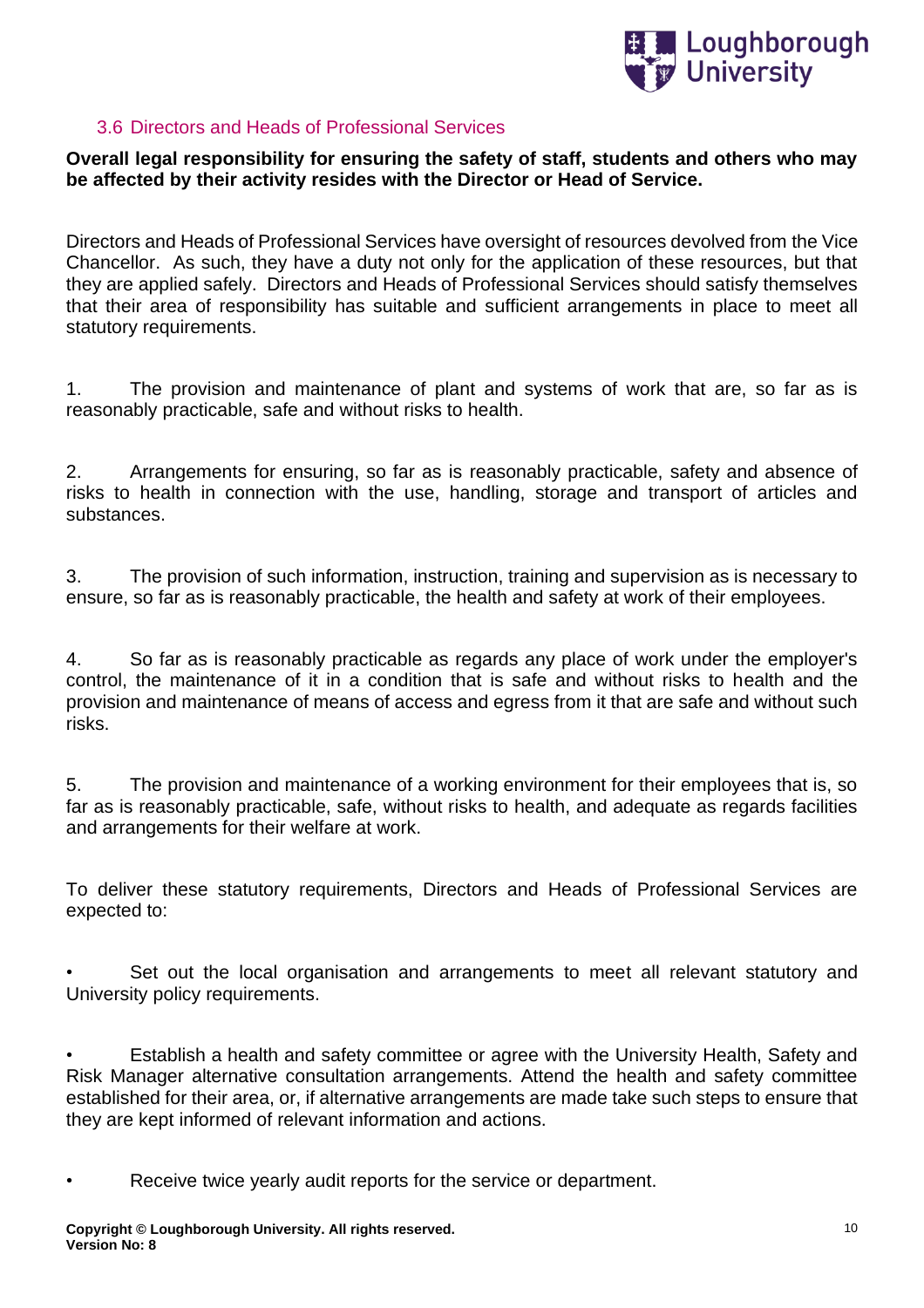### 3.6 Directors and Heads of Professional Services

**Overall legal responsibility for ensuring the safety of staff, students and others who may be affected by their activity resides with the Director or Head of Service.**

Directors and Heads of Professional Services have oversight of resources devolved from the Vice Chancellor. As such, they have a duty not only for the application of these resources, but that they are applied safely. Directors and Heads of Professional Services should satisfy themselves that their area of responsibility has suitable and sufficient arrangements in place to meet all statutory requirements.

1. The provision and maintenance of plant and systems of work that are, so far as is reasonably practicable, safe and without risks to health.

2. Arrangements for ensuring, so far as is reasonably practicable, safety and absence of risks to health in connection with the use, handling, storage and transport of articles and substances.

3. The provision of such information, instruction, training and supervision as is necessary to ensure, so far as is reasonably practicable, the health and safety at work of their employees.

4. So far as is reasonably practicable as regards any place of work under the employer's control, the maintenance of it in a condition that is safe and without risks to health and the provision and maintenance of means of access and egress from it that are safe and without such risks.

5. The provision and maintenance of a working environment for their employees that is, so far as is reasonably practicable, safe, without risks to health, and adequate as regards facilities and arrangements for their welfare at work.

To deliver these statutory requirements, Directors and Heads of Professional Services are expected to:

- Set out the local organisation and arrangements to meet all relevant statutory and University policy requirements.

- Establish a health and safety committee or agree with the University Health, Safety and Risk Manager alternative consultation arrangements. Attend the health and safety committee established for their area, or, if alternative arrangements are made take such steps to ensure that they are kept informed of relevant information and actions.

- Receive twice yearly audit reports for the service or department.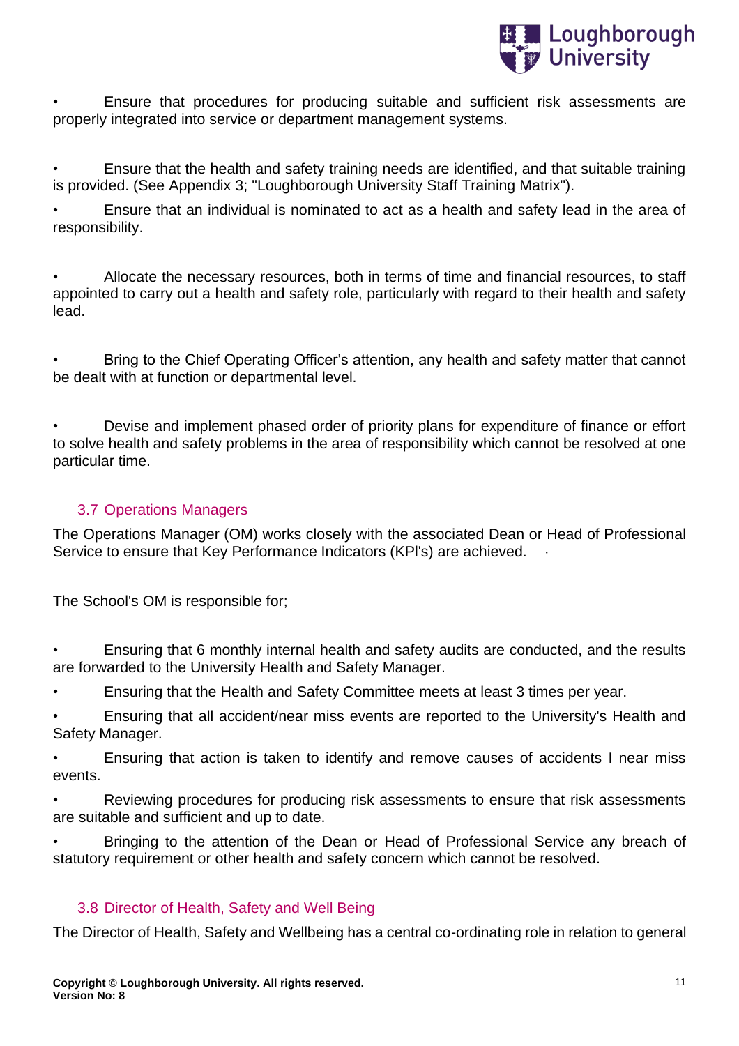- Ensure that procedures for producing suitable and sufficient risk assessments are properly integrated into service or department management systems.

- Ensure that the health and safety training needs are identified, and that suitable training is provided. (See Appendix 3; "Loughborough University Staff Training Matrix").

- Ensure that an individual is nominated to act as a health and safety lead in the area of responsibility.

- Allocate the necessary resources, both in terms of time and financial resources, to staff appointed to carry out a health and safety role, particularly with regard to their health and safety lead.

- Bring to the Chief Operating Officer's attention, any health and safety matter that cannot be dealt with at function or departmental level.

- Devise and implement phased order of priority plans for expenditure of finance or effort to solve health and safety problems in the area of responsibility which cannot be resolved at one particular time.

### 3.7 Operations Managers

The Operations Manager (OM) works closely with the associated Dean or Head of Professional Service to ensure that Key Performance Indicators (KPl's) are achieved.

The School's OM is responsible for;

- Ensuring that 6 monthly internal health and safety audits are conducted, and the results are forwarded to the University Health and Safety Manager.
- Ensuring that the Health and Safety Committee meets at least 3 times per year.
- Ensuring that all accident/near miss events are reported to the University's Health and Safety Manager.
- Ensuring that action is taken to identify and remove causes of accidents I near miss events.
- Reviewing procedures for producing risk assessments to ensure that risk assessments are suitable and sufficient and up to date.
- Bringing to the attention of the Dean or Head of Professional Service any breach of statutory requirement or other health and safety concern which cannot be resolved.

### 3.8 Director of Health, Safety and Well Being

The Director of Health, Safety and Wellbeing has a central co-ordinating role in relation to general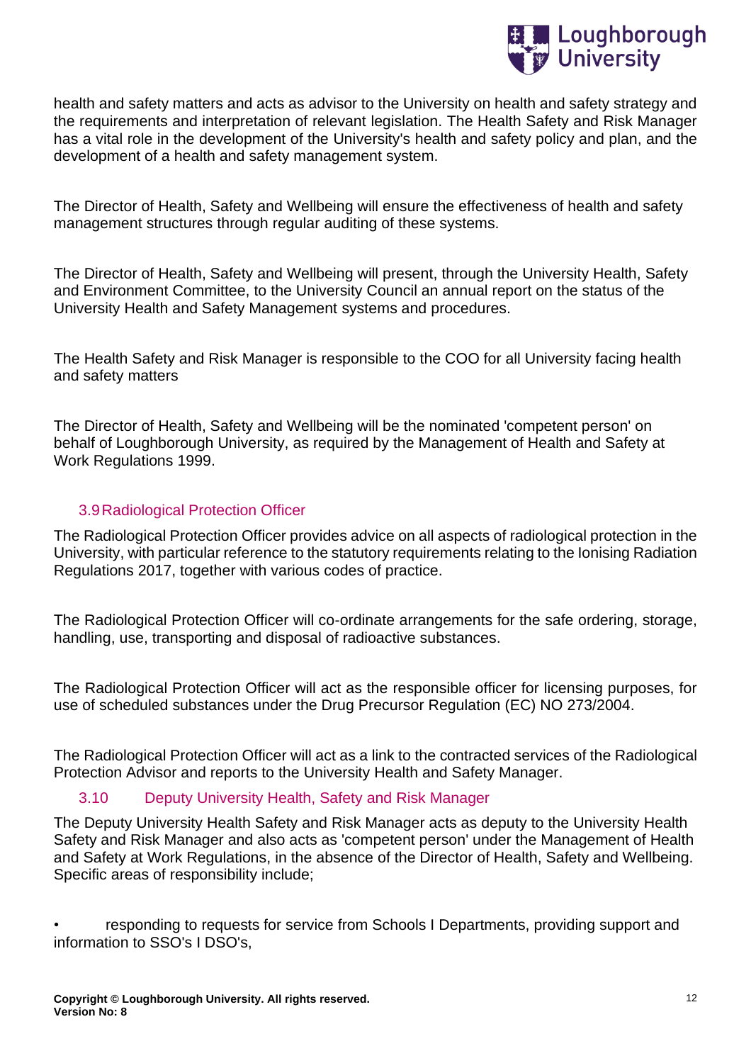health and safety matters and acts as advisor to the University on health and safety strategy and the requirements and interpretation of relevant legislation. The Health Safety and Risk Manager has a vital role in the development of the University's health and safety policy and plan, and the development of a health and safety management system.

The Director of Health, Safety and Wellbeing will ensure the effectiveness of health and safety management structures through regular auditing of these systems.

The Director of Health, Safety and Wellbeing will present, through the University Health, Safety and Environment Committee, to the University Council an annual report on the status of the University Health and Safety Management systems and procedures.

The Health Safety and Risk Manager is responsible to the COO for all University facing health and safety matters

The Director of Health, Safety and Wellbeing will be the nominated 'competent person' on behalf of Loughborough University, as required by the Management of Health and Safety at Work Regulations 1999.

### 3.9 Radiological Protection Officer

The Radiological Protection Officer provides advice on all aspects of radiological protection in the University, with particular reference to the statutory requirements relating to the Ionising Radiation Regulations 2017, together with various codes of practice.

The Radiological Protection Officer will co-ordinate arrangements for the safe ordering, storage, handling, use, transporting and disposal of radioactive substances.

The Radiological Protection Officer will act as the responsible officer for licensing purposes, for use of scheduled substances under the Drug Precursor Regulation (EC) NO 273/2004.

The Radiological Protection Officer will act as a link to the contracted services of the Radiological Protection Advisor and reports to the University Health and Safety Manager.

### 3.10 Deputy University Health, Safety and Risk Manager

The Deputy University Health Safety and Risk Manager acts as deputy to the University Health Safety and Risk Manager and also acts as 'competent person' under the Management of Health and Safety at Work Regulations, in the absence of the Director of Health, Safety and Wellbeing. Specific areas of responsibility include;

- responding to requests for service from Schools I Departments, providing support and information to SSO's I DSO's,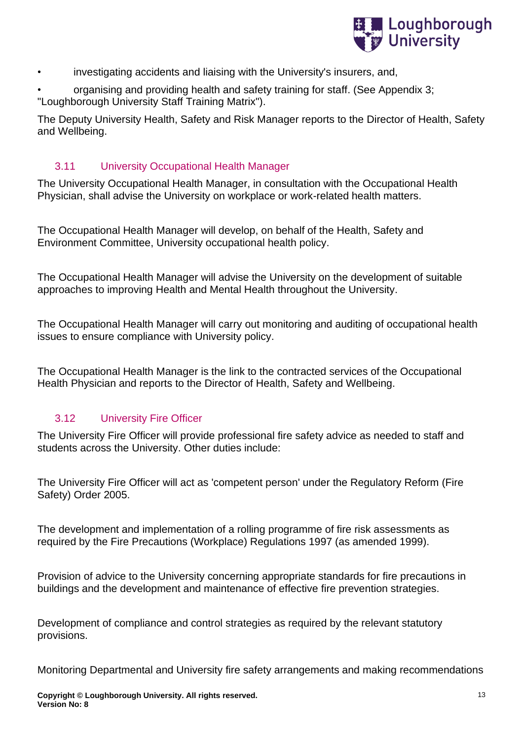- investigating accidents and liaising with the University's insurers, and,
- organising and providing health and safety training for staff. (See Appendix 3; "Loughborough University Staff Training Matrix").

The Deputy University Health, Safety and Risk Manager reports to the Director of Health, Safety and Wellbeing.

### 3.11 University Occupational Health Manager

The University Occupational Health Manager, in consultation with the Occupational Health Physician, shall advise the University on workplace or work-related health matters.

The Occupational Health Manager will develop, on behalf of the Health, Safety and Environment Committee, University occupational health policy.

The Occupational Health Manager will advise the University on the development of suitable approaches to improving Health and Mental Health throughout the University.

The Occupational Health Manager will carry out monitoring and auditing of occupational health issues to ensure compliance with University policy.

The Occupational Health Manager is the link to the contracted services of the Occupational Health Physician and reports to the Director of Health, Safety and Wellbeing.

### 3.12 University Fire Officer

The University Fire Officer will provide professional fire safety advice as needed to staff and students across the University. Other duties include:

The University Fire Officer will act as 'competent person' under the Regulatory Reform (Fire Safety) Order 2005.

The development and implementation of a rolling programme of fire risk assessments as required by the Fire Precautions (Workplace) Regulations 1997 (as amended 1999).

Provision of advice to the University concerning appropriate standards for fire precautions in buildings and the development and maintenance of effective fire prevention strategies.

Development of compliance and control strategies as required by the relevant statutory provisions.

Monitoring Departmental and University fire safety arrangements and making recommendations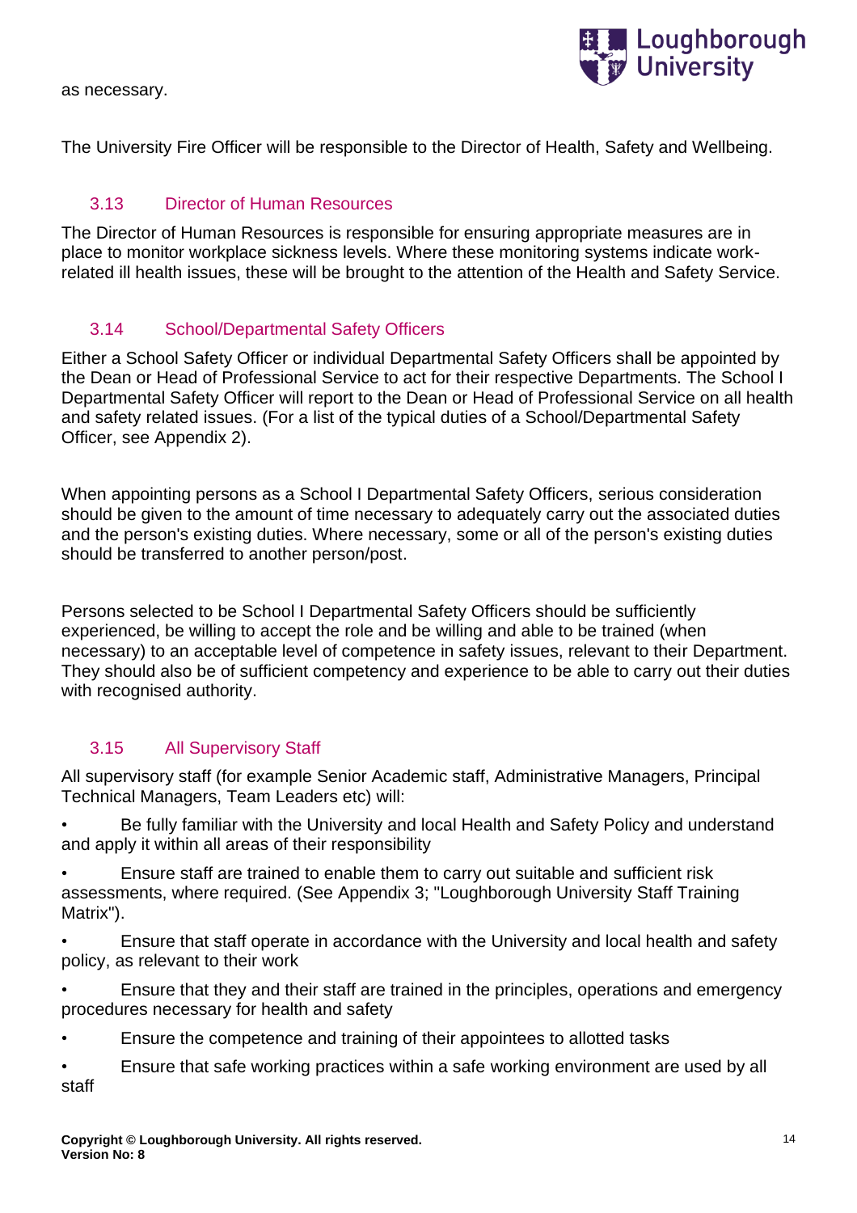as necessary.

The University Fire Officer will be responsible to the Director of Health, Safety and Wellbeing.

### 3.13 Director of Human Resources

The Director of Human Resources is responsible for ensuring appropriate measures are in place to monitor workplace sickness levels. Where these monitoring systems indicate work-related ill health issues, these will be brought to the attention of the Health and Safety Service.

### 3.14 School/Departmental Safety Officers

Either a School Safety Officer or individual Departmental Safety Officers shall be appointed by the Dean or Head of Professional Service to act for their respective Departments. The School I Departmental Safety Officer will report to the Dean or Head of Professional Service on all health and safety related issues. (For a list of the typical duties of a School/Departmental Safety Officer, see Appendix 2).

When appointing persons as a School I Departmental Safety Officers, serious consideration should be given to the amount of time necessary to adequately carry out the associated duties and the person's existing duties. Where necessary, some or all of the person's existing duties should be transferred to another person/post.

Persons selected to be School I Departmental Safety Officers should be sufficiently experienced, be willing to accept the role and be willing and able to be trained (when necessary) to an acceptable level of competence in safety issues, relevant to their Department. They should also be of sufficient competency and experience to be able to carry out their duties with recognised authority.

### 3.15 All Supervisory Staff

All supervisory staff (for example Senior Academic staff, Administrative Managers, Principal Technical Managers, Team Leaders etc) will:

- Be fully familiar with the University and local Health and Safety Policy and understand and apply it within all areas of their responsibility
- Ensure staff are trained to enable them to carry out suitable and sufficient risk assessments, where required. (See Appendix 3; "Loughborough University Staff Training Matrix").
- Ensure that staff operate in accordance with the University and local health and safety policy, as relevant to their work
- Ensure that they and their staff are trained in the principles, operations and emergency procedures necessary for health and safety
- Ensure the competence and training of their appointees to allotted tasks
- Ensure that safe working practices within a safe working environment are used by all staff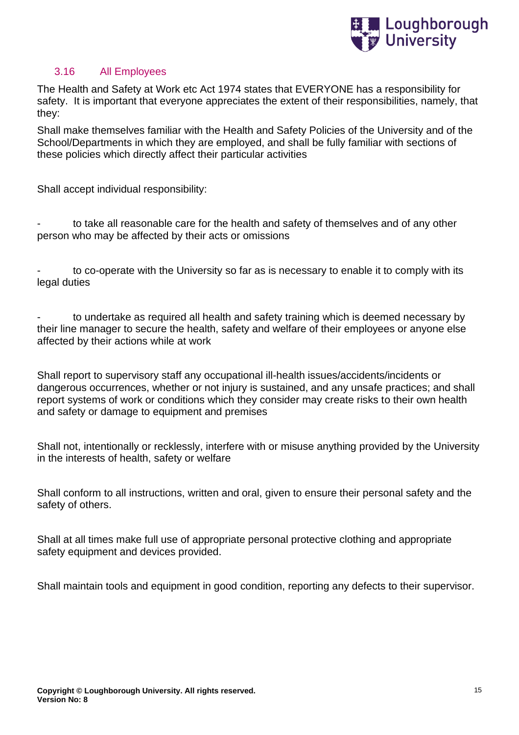### 3.16 All Employees

The Health and Safety at Work etc Act 1974 states that EVERYONE has a responsibility for safety. It is important that everyone appreciates the extent of their responsibilities, namely, that they:

Shall make themselves familiar with the Health and Safety Policies of the University and of the School/Departments in which they are employed, and shall be fully familiar with sections of these policies which directly affect their particular activities

Shall accept individual responsibility:

- to take all reasonable care for the health and safety of themselves and of any other person who may be affected by their acts or omissions
- to co-operate with the University so far as is necessary to enable it to comply with its legal duties
- to undertake as required all health and safety training which is deemed necessary by their line manager to secure the health, safety and welfare of their employees or anyone else affected by their actions while at work

Shall report to supervisory staff any occupational ill-health issues/accidents/incidents or dangerous occurrences, whether or not injury is sustained, and any unsafe practices; and shall report systems of work or conditions which they consider may create risks to their own health and safety or damage to equipment and premises

Shall not, intentionally or recklessly, interfere with or misuse anything provided by the University in the interests of health, safety or welfare

Shall conform to all instructions, written and oral, given to ensure their personal safety and the safety of others.

Shall at all times make full use of appropriate personal protective clothing and appropriate safety equipment and devices provided.

Shall maintain tools and equipment in good condition, reporting any defects to their supervisor.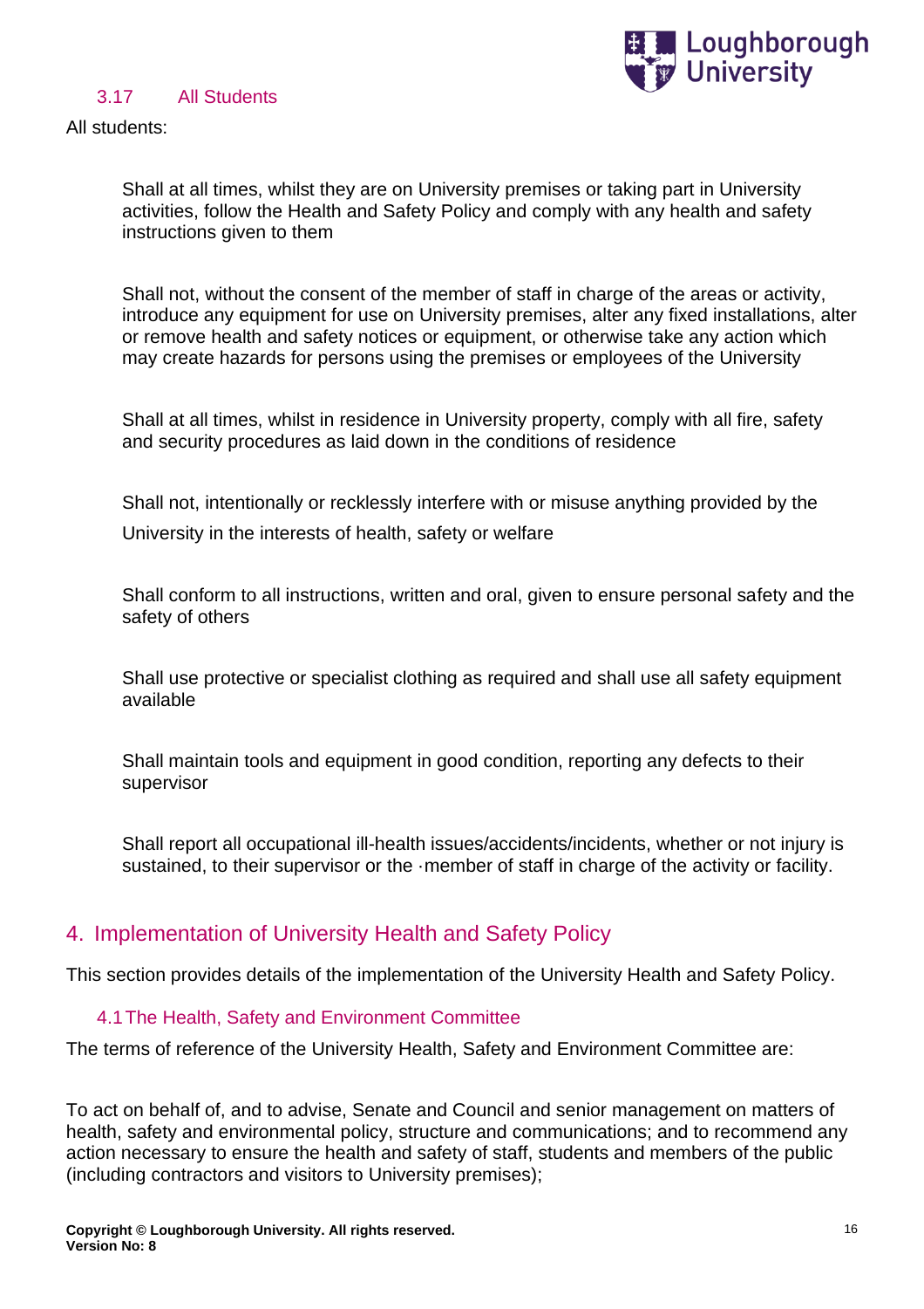### 3.17 All Students

All students:

- Shall at all times, whilst they are on University premises or taking part in University activities, follow the Health and Safety Policy and comply with any health and safety instructions given to them

- Shall not, without the consent of the member of staff in charge of the areas or activity, introduce any equipment for use on University premises, alter any fixed installations, alter or remove health and safety notices or equipment, or otherwise take any action which may create hazards for persons using the premises or employees of the University

- Shall at all times, whilst in residence in University property, comply with all fire, safety and security procedures as laid down in the conditions of residence

- Shall not, intentionally or recklessly interfere with or misuse anything provided by the University in the interests of health, safety or welfare

- Shall conform to all instructions, written and oral, given to ensure personal safety and the safety of others

- Shall use protective or specialist clothing as required and shall use all safety equipment available

- Shall maintain tools and equipment in good condition, reporting any defects to their supervisor

- Shall report all occupational ill-health issues/accidents/incidents, whether or not injury is sustained, to their supervisor or the ·member of staff in charge of the activity or facility.

## 4. Implementation of University Health and Safety Policy

This section provides details of the implementation of the University Health and Safety Policy.

### 4.1 The Health, Safety and Environment Committee

The terms of reference of the University Health, Safety and Environment Committee are:

To act on behalf of, and to advise, Senate and Council and senior management on matters of health, safety and environmental policy, structure and communications; and to recommend any action necessary to ensure the health and safety of staff, students and members of the public (including contractors and visitors to University premises);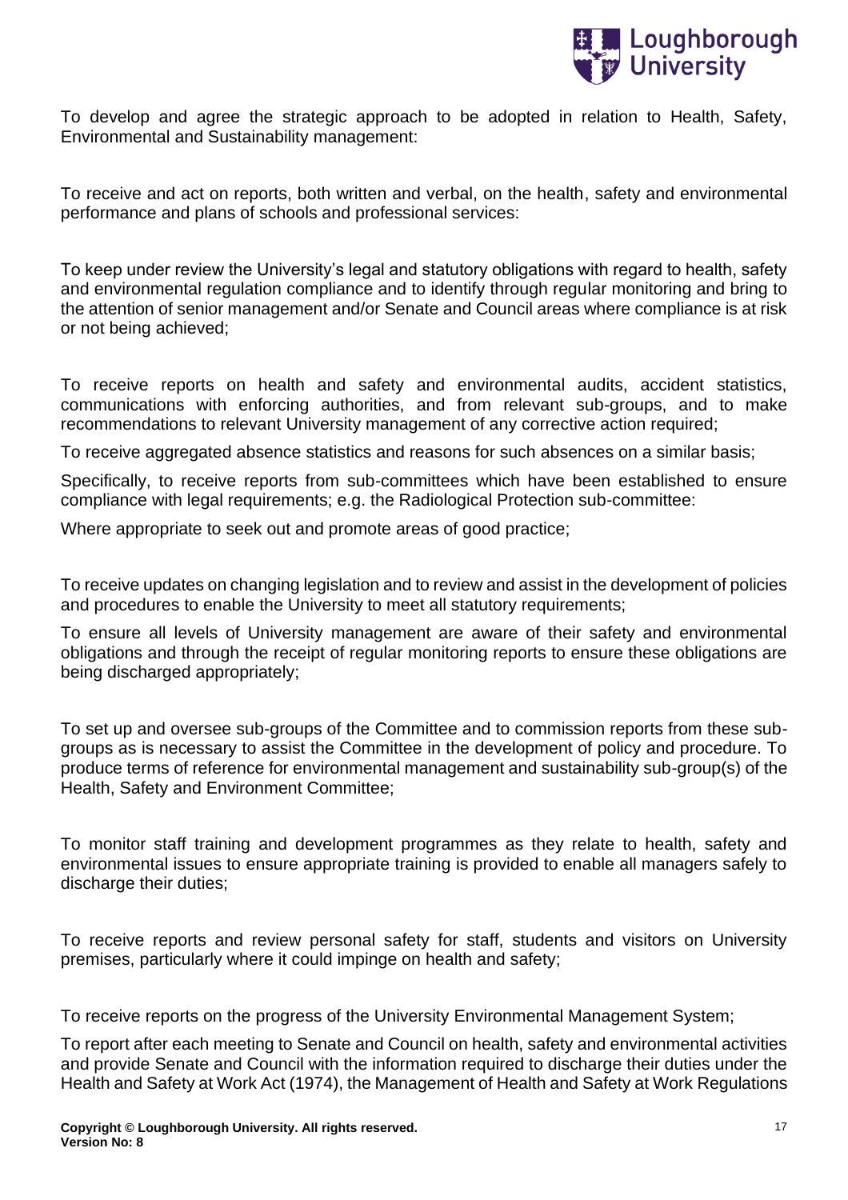To develop and agree the strategic approach to be adopted in relation to Health, Safety, Environmental and Sustainability management:

To receive and act on reports, both written and verbal, on the health, safety and environmental performance and plans of schools and professional services:

To keep under review the University's legal and statutory obligations with regard to health, safety and environmental regulation compliance and to identify through regular monitoring and bring to the attention of senior management and/or Senate and Council areas where compliance is at risk or not being achieved;

To receive reports on health and safety and environmental audits, accident statistics, communications with enforcing authorities, and from relevant sub-groups, and to make recommendations to relevant University management of any corrective action required;

To receive aggregated absence statistics and reasons for such absences on a similar basis;

Specifically, to receive reports from sub-committees which have been established to ensure compliance with legal requirements; e.g. the Radiological Protection sub-committee:

Where appropriate to seek out and promote areas of good practice;

To receive updates on changing legislation and to review and assist in the development of policies and procedures to enable the University to meet all statutory requirements;

To ensure all levels of University management are aware of their safety and environmental obligations and through the receipt of regular monitoring reports to ensure these obligations are being discharged appropriately;

To set up and oversee sub-groups of the Committee and to commission reports from these sub-groups as is necessary to assist the Committee in the development of policy and procedure. To produce terms of reference for environmental management and sustainability sub-group(s) of the Health, Safety and Environment Committee;

To monitor staff training and development programmes as they relate to health, safety and environmental issues to ensure appropriate training is provided to enable all managers safely to discharge their duties;

To receive reports and review personal safety for staff, students and visitors on University premises, particularly where it could impinge on health and safety;

To receive reports on the progress of the University Environmental Management System;

To report after each meeting to Senate and Council on health, safety and environmental activities and provide Senate and Council with the information required to discharge their duties under the Health and Safety at Work Act (1974), the Management of Health and Safety at Work Regulations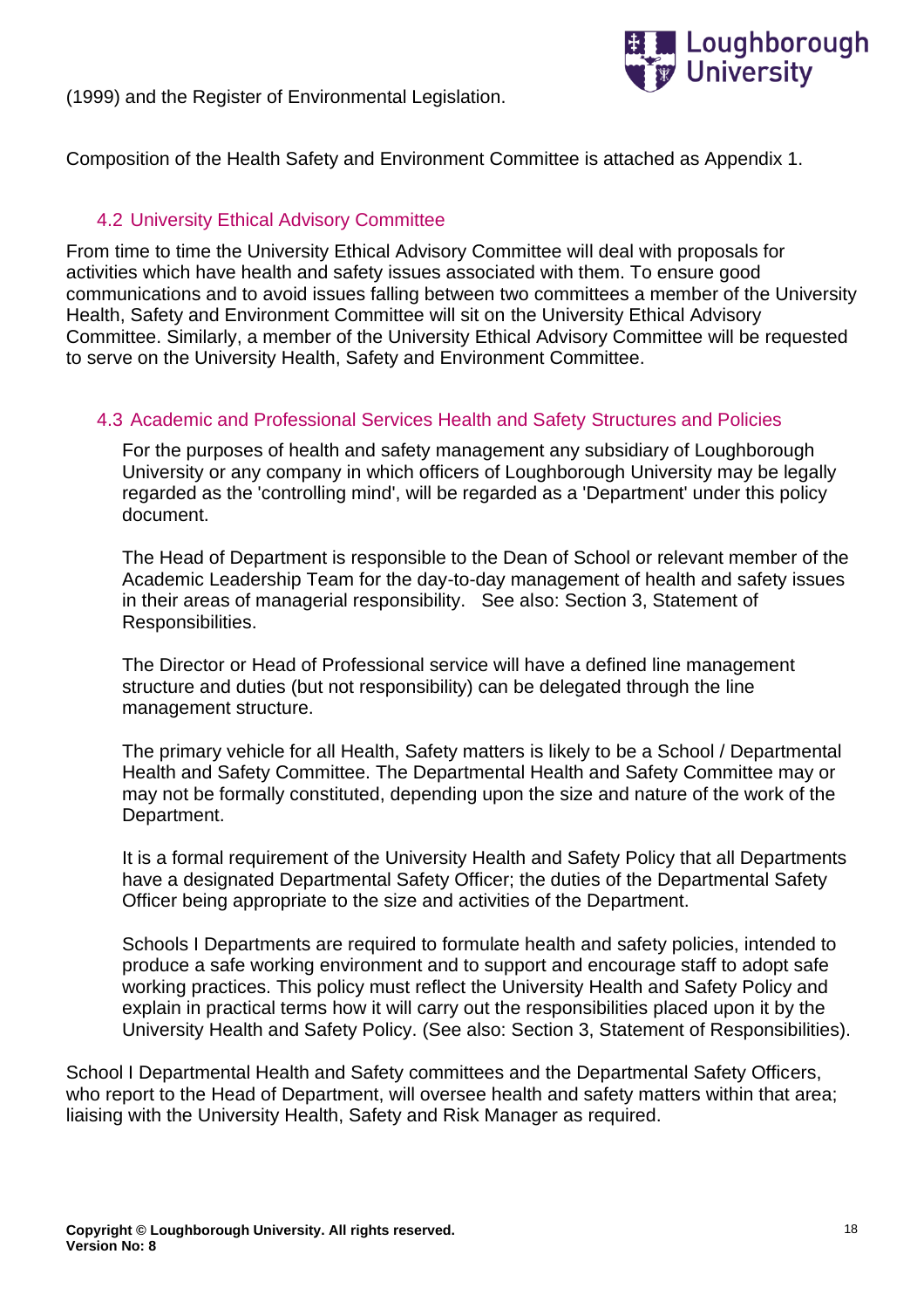(1999) and the Register of Environmental Legislation.

Composition of the Health Safety and Environment Committee is attached as Appendix 1.

## 4.2 University Ethical Advisory Committee

From time to time the University Ethical Advisory Committee will deal with proposals for activities which have health and safety issues associated with them. To ensure good communications and to avoid issues falling between two committees a member of the University Health, Safety and Environment Committee will sit on the University Ethical Advisory Committee. Similarly, a member of the University Ethical Advisory Committee will be requested to serve on the University Health, Safety and Environment Committee.

## 4.3 Academic and Professional Services Health and Safety Structures and Policies

For the purposes of health and safety management any subsidiary of Loughborough University or any company in which officers of Loughborough University may be legally regarded as the 'controlling mind', will be regarded as a 'Department' under this policy document.

The Head of Department is responsible to the Dean of School or relevant member of the Academic Leadership Team for the day-to-day management of health and safety issues in their areas of managerial responsibility. See also: Section 3, Statement of Responsibilities.

The Director or Head of Professional service will have a defined line management structure and duties (but not responsibility) can be delegated through the line management structure.

The primary vehicle for all Health, Safety matters is likely to be a School / Departmental Health and Safety Committee. The Departmental Health and Safety Committee may or may not be formally constituted, depending upon the size and nature of the work of the Department.

It is a formal requirement of the University Health and Safety Policy that all Departments have a designated Departmental Safety Officer; the duties of the Departmental Safety Officer being appropriate to the size and activities of the Department.

Schools I Departments are required to formulate health and safety policies, intended to produce a safe working environment and to support and encourage staff to adopt safe working practices. This policy must reflect the University Health and Safety Policy and explain in practical terms how it will carry out the responsibilities placed upon it by the University Health and Safety Policy. (See also: Section 3, Statement of Responsibilities).

School I Departmental Health and Safety committees and the Departmental Safety Officers, who report to the Head of Department, will oversee health and safety matters within that area; liaising with the University Health, Safety and Risk Manager as required.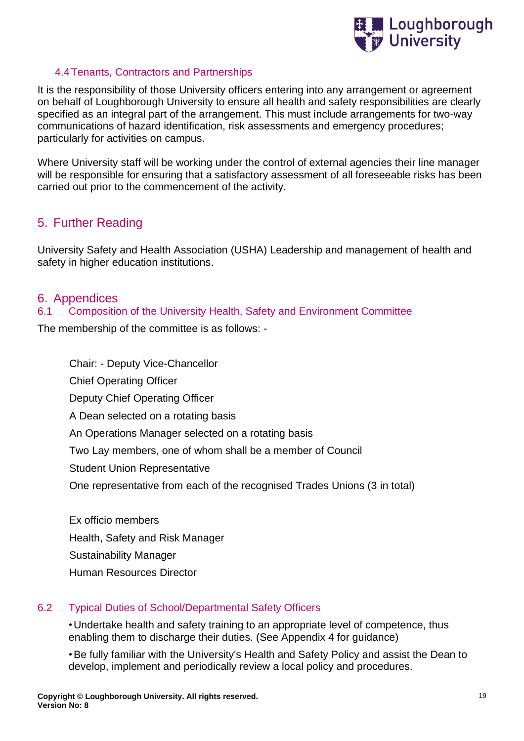### 4.4 Tenants, Contractors and Partnerships

It is the responsibility of those University officers entering into any arrangement or agreement on behalf of Loughborough University to ensure all health and safety responsibilities are clearly specified as an integral part of the arrangement. This must include arrangements for two-way communications of hazard identification, risk assessments and emergency procedures; particularly for activities on campus.

Where University staff will be working under the control of external agencies their line manager will be responsible for ensuring that a satisfactory assessment of all foreseeable risks has been carried out prior to the commencement of the activity.

## 5. Further Reading

University Safety and Health Association (USHA) Leadership and management of health and safety in higher education institutions.

## 6. Appendices

### 6.1 Composition of the University Health, Safety and Environment Committee

The membership of the committee is as follows: -

Chair: - Deputy Vice-Chancellor
Chief Operating Officer
Deputy Chief Operating Officer
A Dean selected on a rotating basis
An Operations Manager selected on a rotating basis
Two Lay members, one of whom shall be a member of Council
Student Union Representative
One representative from each of the recognised Trades Unions (3 in total)

Ex officio members
Health, Safety and Risk Manager
Sustainability Manager
Human Resources Director

### 6.2 Typical Duties of School/Departmental Safety Officers

- Undertake health and safety training to an appropriate level of competence, thus enabling them to discharge their duties. (See Appendix 4 for guidance)
- Be fully familiar with the University's Health and Safety Policy and assist the Dean to develop, implement and periodically review a local policy and procedures.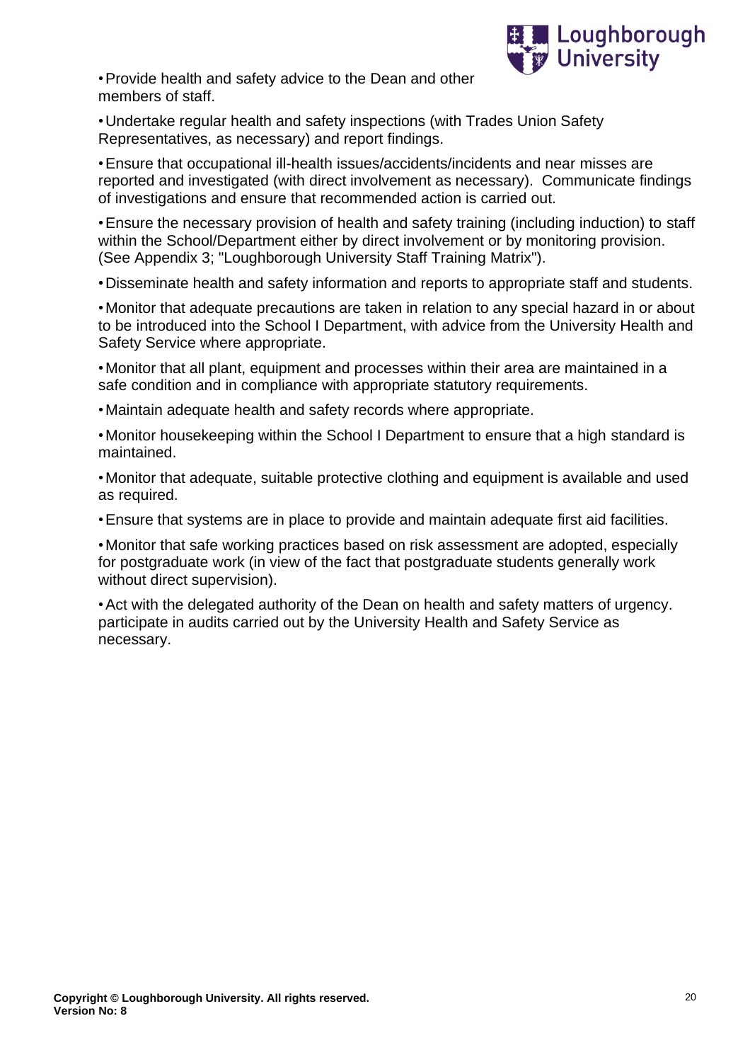- Provide health and safety advice to the Dean and other members of staff.
- Undertake regular health and safety inspections (with Trades Union Safety Representatives, as necessary) and report findings.
- Ensure that occupational ill-health issues/accidents/incidents and near misses are reported and investigated (with direct involvement as necessary). Communicate findings of investigations and ensure that recommended action is carried out.
- Ensure the necessary provision of health and safety training (including induction) to staff within the School/Department either by direct involvement or by monitoring provision. (See Appendix 3; "Loughborough University Staff Training Matrix").
- Disseminate health and safety information and reports to appropriate staff and students.
- Monitor that adequate precautions are taken in relation to any special hazard in or about to be introduced into the School I Department, with advice from the University Health and Safety Service where appropriate.
- Monitor that all plant, equipment and processes within their area are maintained in a safe condition and in compliance with appropriate statutory requirements.
- Maintain adequate health and safety records where appropriate.
- Monitor housekeeping within the School I Department to ensure that a high standard is maintained.
- Monitor that adequate, suitable protective clothing and equipment is available and used as required.
- Ensure that systems are in place to provide and maintain adequate first aid facilities.
- Monitor that safe working practices based on risk assessment are adopted, especially for postgraduate work (in view of the fact that postgraduate students generally work without direct supervision).
- Act with the delegated authority of the Dean on health and safety matters of urgency. participate in audits carried out by the University Health and Safety Service as necessary.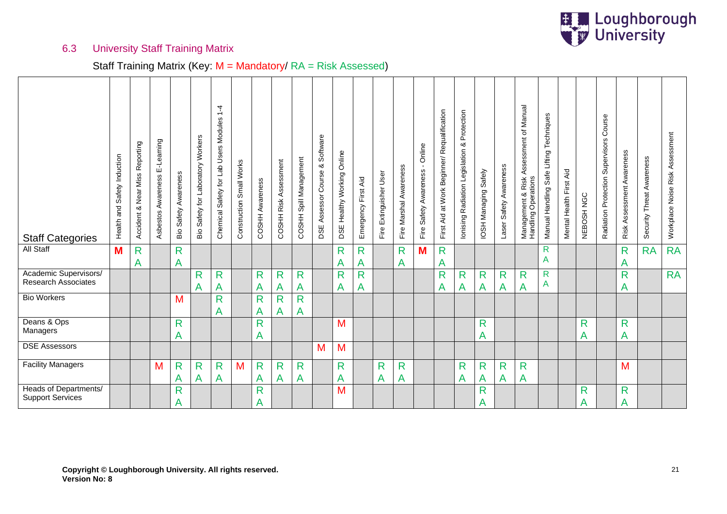## 6.3 University Staff Training Matrix

Staff Training Matrix (Key: M = Mandatory/ RA = Risk Assessed)

| Staff Categories | Health and Safety Induction | Accident & Near Miss Reporting | Asbestos Awareness E-Learning | Bio Safety Awareness | Bio Safety for Laboratory Workers | Chemical Safety for Lab Users Modules 1-4 | Construction Small Works | COSHH Awareness | COSHH Risk Assessment | COSHH Spill Management | DSE Assessor Course & Software | DSE Healthy Working Online | Emergency First Aid | Fire Extinguisher User | Fire Marshal Awareness | Fire Safety Awareness - Online | First Aid at Work Beginner/ Requalification | Ionising Radiation Legislation & Protection | IOSH Managing Safely | Laser Safety Awareness | Management & Risk Assessment of Manual Handling Operations | Manual Handling Safe Lifting Techniques | Mental Health First Aid | NEBOSH NGC | Radiation Protection Supervisors Course | Risk Assessment Awareness | Security Threat Awareness | Workplace Noise Risk Assessment |
|---|---|---|---|---|---|---|---|---|---|---|---|---|---|---|---|---|---|---|---|---|---|---|---|---|---|---|---|---|
| All Staff | **M** | RA | | RA | | | | | | | | RA | RA | | RA | **M** | RA | | | | | RA | | | | RA | RA | RA |
| Academic Supervisors/ Research Associates | | | | | RA | RA | | RA | RA | RA | | RA | RA | | | | RA | RA | RA | RA | RA | RA | | | | RA | | RA |
| Bio Workers | | | | M | | RA | | RA | RA | RA | | | | | | | | | | | | | | | | | | |
| Deans & Ops Managers | | | | RA | | | | RA | | | | M | | | | | | | RA | | | | | RA | | RA | | |
| DSE Assessors | | | | | | | | | | | M | M | | | | | | | | | | | | | | | | |
| Facility Managers | | | M | RA | RA | RA | M | RA | RA | RA | | RA | | RA | RA | | | RA | RA | RA | RA | | | | | M | | |
| Heads of Departments/ Support Services | | | | RA | | | | RA | | | | M | | | | | | | RA | | | | | RA | | RA | | |

**Copyright © Loughborough University. All rights reserved.**
**Version No: 8**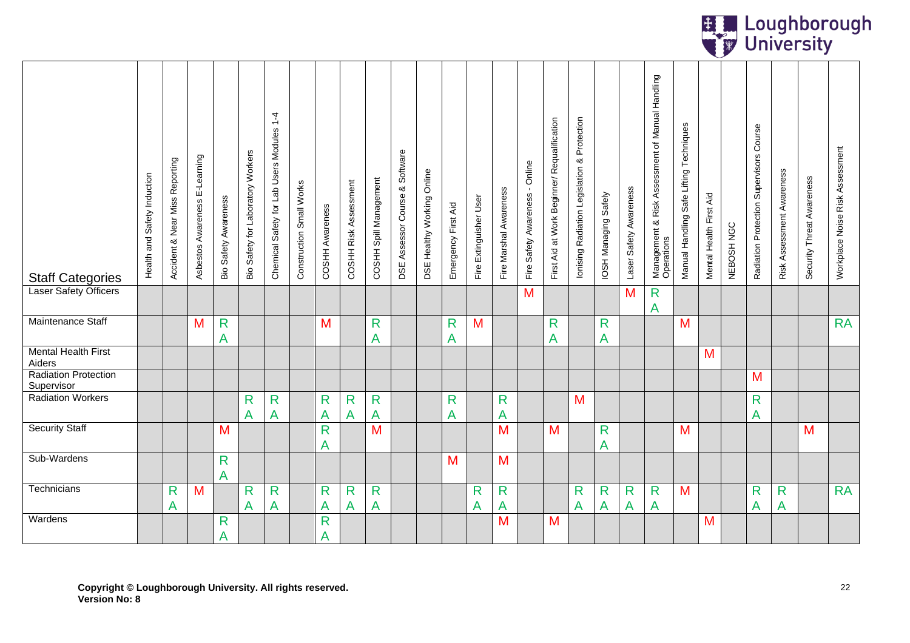| Staff Categories | Health and Safety Induction | Accident & Near Miss Reporting | Asbestos Awareness E-Learning | Bio Safety Awareness | Bio Safety for Laboratory Workers | Chemical Safety for Lab Users Modules 1-4 | Construction Small Works | COSHH Awareness | COSHH Risk Assessment | COSHH Spill Management | DSE Assessor Course & Software | DSE Healthy Working Online | Emergency First Aid | Fire Extinguisher User | Fire Marshal Awareness | Fire Safety Awareness - Online | First Aid at Work Beginner/ Requalification | Ionising Radiation Legislation & Protection | IOSH Managing Safely | Laser Safety Awareness | Management & Risk Assessment of Manual Handling Operations | Manual Handling Safe Lifting Techniques | Mental Health First Aid | NEBOSH NGC | Radiation Protection Supervisors Course | Risk Assessment Awareness | Security Threat Awareness | Workplace Noise Risk Assessment |
|---|---|---|---|---|---|---|---|---|---|---|---|---|---|---|---|---|---|---|---|---|---|---|---|---|---|---|---|---|
| Laser Safety Officers | | | | | | | | | | | | | | | | M | | | | M | RA | | | | | | | |
| Maintenance Staff | | | M | RA | | | | M | | RA | | | RA | M | | | RA | | RA | | | M | | | | | | RA |
| Mental Health First Aiders | | | | | | | | | | | | | | | | | | | | | | | M | | | | | |
| Radiation Protection Supervisor | | | | | | | | | | | | | | | | | | | | | | | | | M | | | |
| Radiation Workers | | | | | RA | RA | | RA | RA | RA | | | RA | | RA | | | M | | | | | | | RA | | | |
| Security Staff | | | | M | | | | RA | | M | | | | | M | | M | | RA | | | M | | | | | M | |
| Sub-Wardens | | | | RA | | | | | | | | | M | | M | | | | | | | | | | | | | |
| Technicians | | RA | M | | RA | RA | | RA | RA | RA | | | | RA | RA | | | RA | RA | RA | RA | M | | | RA | RA | | RA |
| Wardens | | | | RA | | | | RA | | | | | | | M | | M | | | | | | M | | | | | |

**Copyright © Loughborough University. All rights reserved.**
**Version No: 8**